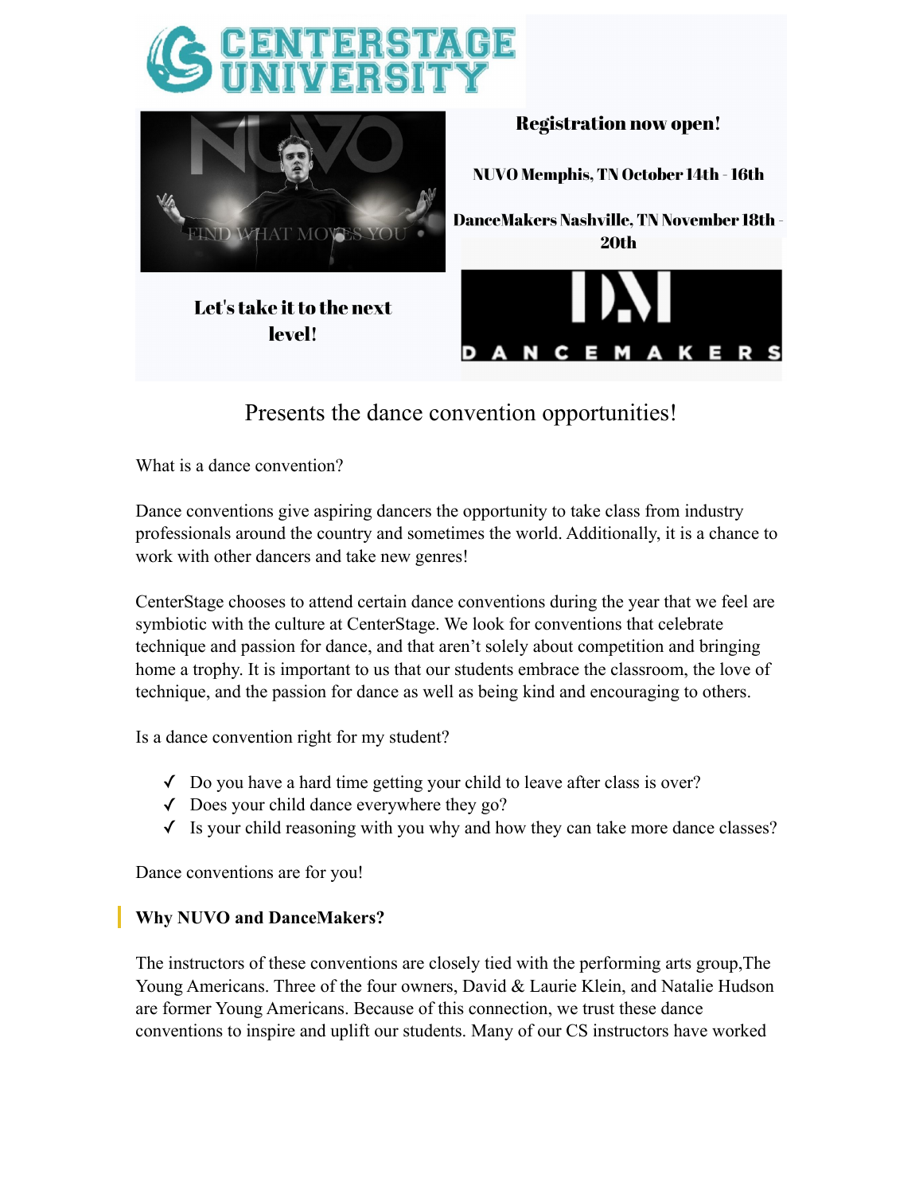# CENTERSTAGE UNIVERSITY

**Registration now open!**

**NUVO Memphis, TN October 14th - 16th**

**DanceMakers Nashville, TN November 18th - 20th**

**Let's take it to the next level!**

## Presents the dance convention opportunities!

What is a dance convention?

Dance conventions give aspiring dancers the opportunity to take class from industry professionals around the country and sometimes the world. Additionally, it is a chance to work with other dancers and take new genres!

CenterStage chooses to attend certain dance conventions during the year that we feel are symbiotic with the culture at CenterStage. We look for conventions that celebrate technique and passion for dance, and that aren't solely about competition and bringing home a trophy. It is important to us that our students embrace the classroom, the love of technique, and the passion for dance as well as being kind and encouraging to others.

Is a dance convention right for my student?

- ✓ Do you have a hard time getting your child to leave after class is over?
- ✓ Does your child dance everywhere they go?
- ✓ Is your child reasoning with you why and how they can take more dance classes?

Dance conventions are for you!

### Why NUVO and DanceMakers?

The instructors of these conventions are closely tied with the performing arts group,The Young Americans. Three of the four owners, David & Laurie Klein, and Natalie Hudson are former Young Americans. Because of this connection, we trust these dance conventions to inspire and uplift our students. Many of our CS instructors have worked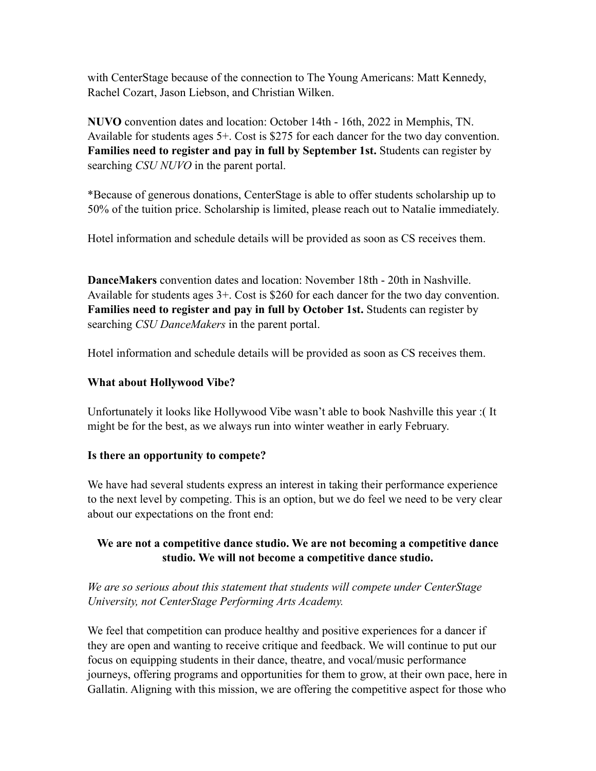with CenterStage because of the connection to The Young Americans: Matt Kennedy, Rachel Cozart, Jason Liebson, and Christian Wilken.

**NUVO** convention dates and location: October 14th - 16th, 2022 in Memphis, TN. Available for students ages 5+. Cost is $275 for each dancer for the two day convention. **Families need to register and pay in full by September 1st.** Students can register by searching *CSU NUVO* in the parent portal.

*Because of generous donations, CenterStage is able to offer students scholarship up to 50% of the tuition price. Scholarship is limited, please reach out to Natalie immediately.

Hotel information and schedule details will be provided as soon as CS receives them.

**DanceMakers** convention dates and location: November 18th - 20th in Nashville. Available for students ages 3+. Cost is $260 for each dancer for the two day convention. **Families need to register and pay in full by October 1st.** Students can register by searching *CSU DanceMakers* in the parent portal.

Hotel information and schedule details will be provided as soon as CS receives them.

**What about Hollywood Vibe?**

Unfortunately it looks like Hollywood Vibe wasn't able to book Nashville this year :( It might be for the best, as we always run into winter weather in early February.

**Is there an opportunity to compete?**

We have had several students express an interest in taking their performance experience to the next level by competing. This is an option, but we do feel we need to be very clear about our expectations on the front end:

**We are not a competitive dance studio. We are not becoming a competitive dance studio. We will not become a competitive dance studio.**

*We are so serious about this statement that students will compete under CenterStage University, not CenterStage Performing Arts Academy.*

We feel that competition can produce healthy and positive experiences for a dancer if they are open and wanting to receive critique and feedback. We will continue to put our focus on equipping students in their dance, theatre, and vocal/music performance journeys, offering programs and opportunities for them to grow, at their own pace, here in Gallatin. Aligning with this mission, we are offering the competitive aspect for those who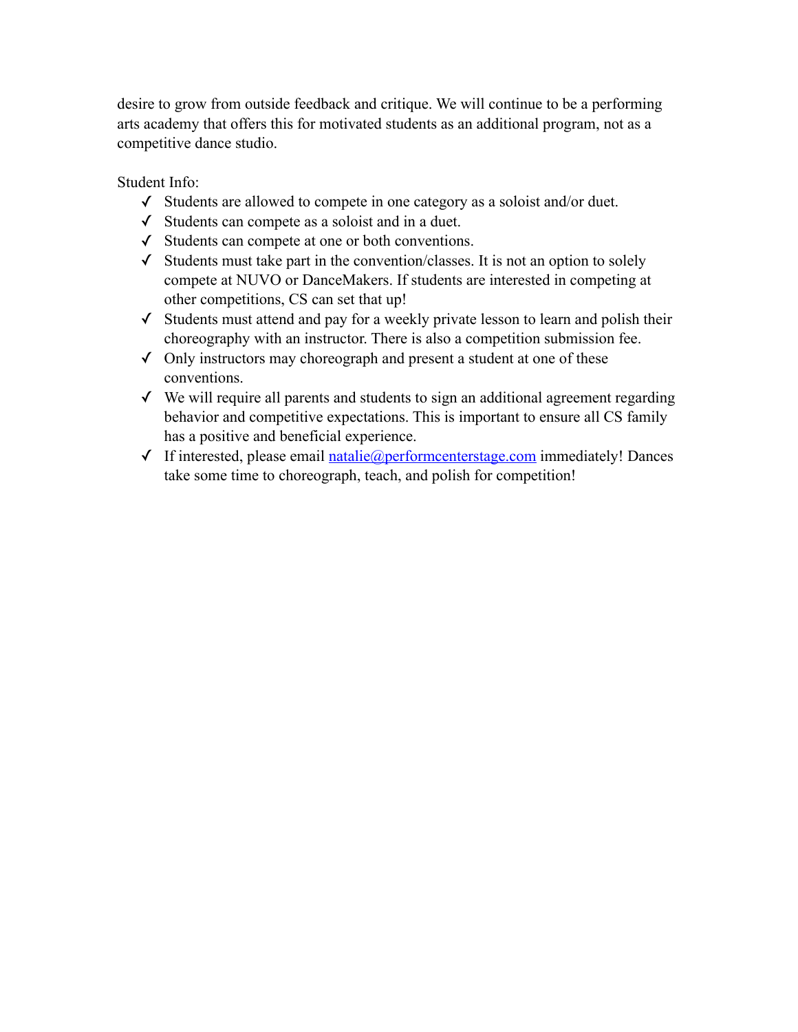desire to grow from outside feedback and critique. We will continue to be a performing arts academy that offers this for motivated students as an additional program, not as a competitive dance studio.

Student Info:

- ✓ Students are allowed to compete in one category as a soloist and/or duet.
- ✓ Students can compete as a soloist and in a duet.
- ✓ Students can compete at one or both conventions.
- ✓ Students must take part in the convention/classes. It is not an option to solely compete at NUVO or DanceMakers. If students are interested in competing at other competitions, CS can set that up!
- ✓ Students must attend and pay for a weekly private lesson to learn and polish their choreography with an instructor. There is also a competition submission fee.
- ✓ Only instructors may choreograph and present a student at one of these conventions.
- ✓ We will require all parents and students to sign an additional agreement regarding behavior and competitive expectations. This is important to ensure all CS family has a positive and beneficial experience.
- ✓ If interested, please email [natalie@performcenterstage.com](mailto:natalie@performcenterstage.com) immediately! Dances take some time to choreograph, teach, and polish for competition!